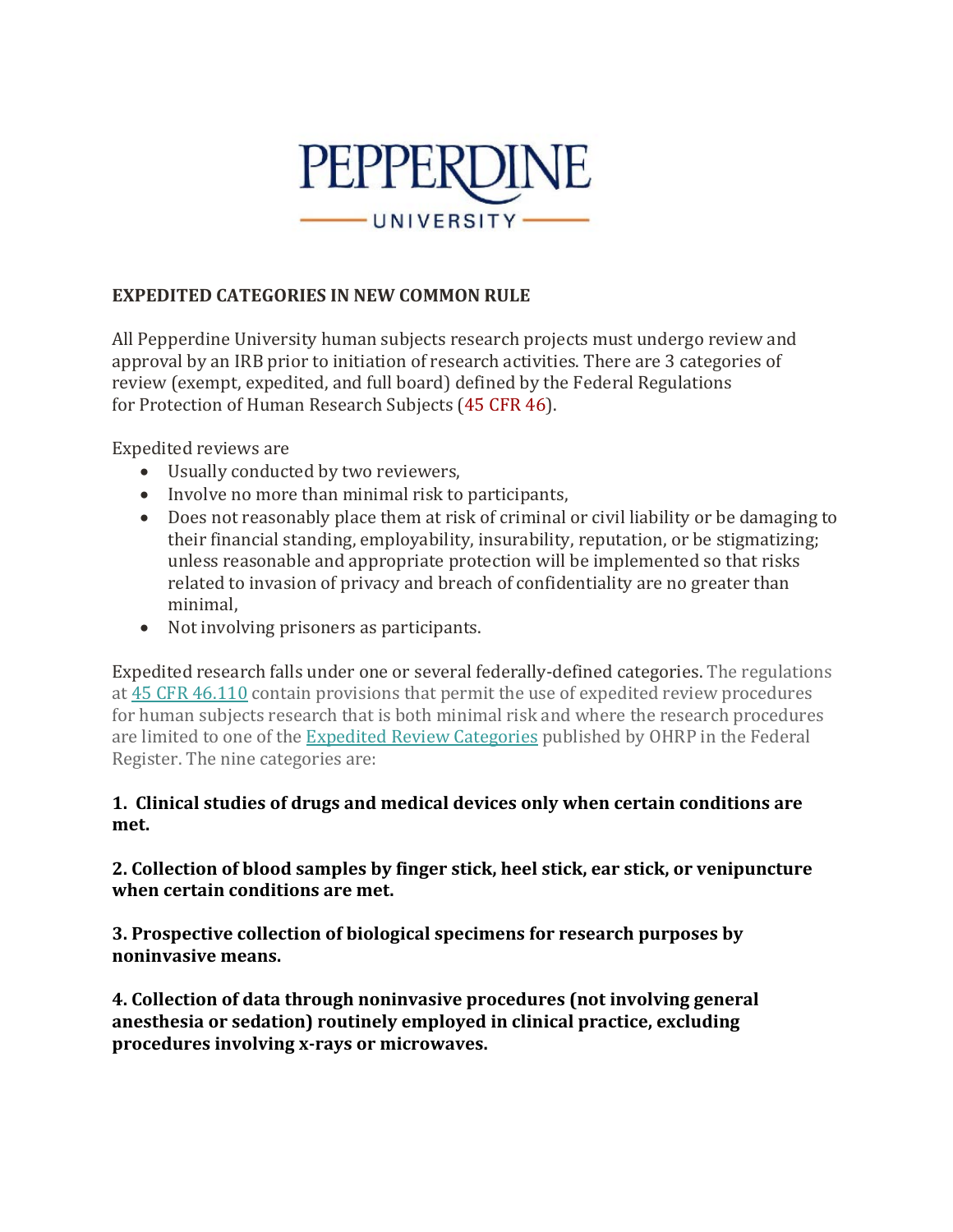PEPPERDINE
UNIVERSITY

**EXPEDITED CATEGORIES IN NEW COMMON RULE**

All Pepperdine University human subjects research projects must undergo review and approval by an IRB prior to initiation of research activities. There are 3 categories of review (exempt, expedited, and full board) defined by the Federal Regulations for Protection of Human Research Subjects (45 CFR 46).

Expedited reviews are

- Usually conducted by two reviewers,
- Involve no more than minimal risk to participants,
- Does not reasonably place them at risk of criminal or civil liability or be damaging to their financial standing, employability, insurability, reputation, or be stigmatizing; unless reasonable and appropriate protection will be implemented so that risks related to invasion of privacy and breach of confidentiality are no greater than minimal,
- Not involving prisoners as participants.

Expedited research falls under one or several federally-defined categories. The regulations at 45 CFR 46.110 contain provisions that permit the use of expedited review procedures for human subjects research that is both minimal risk and where the research procedures are limited to one of the Expedited Review Categories published by OHRP in the Federal Register. The nine categories are:

**1. Clinical studies of drugs and medical devices only when certain conditions are met.**

**2. Collection of blood samples by finger stick, heel stick, ear stick, or venipuncture when certain conditions are met.**

**3. Prospective collection of biological specimens for research purposes by noninvasive means.**

**4. Collection of data through noninvasive procedures (not involving general anesthesia or sedation) routinely employed in clinical practice, excluding procedures involving x-rays or microwaves.**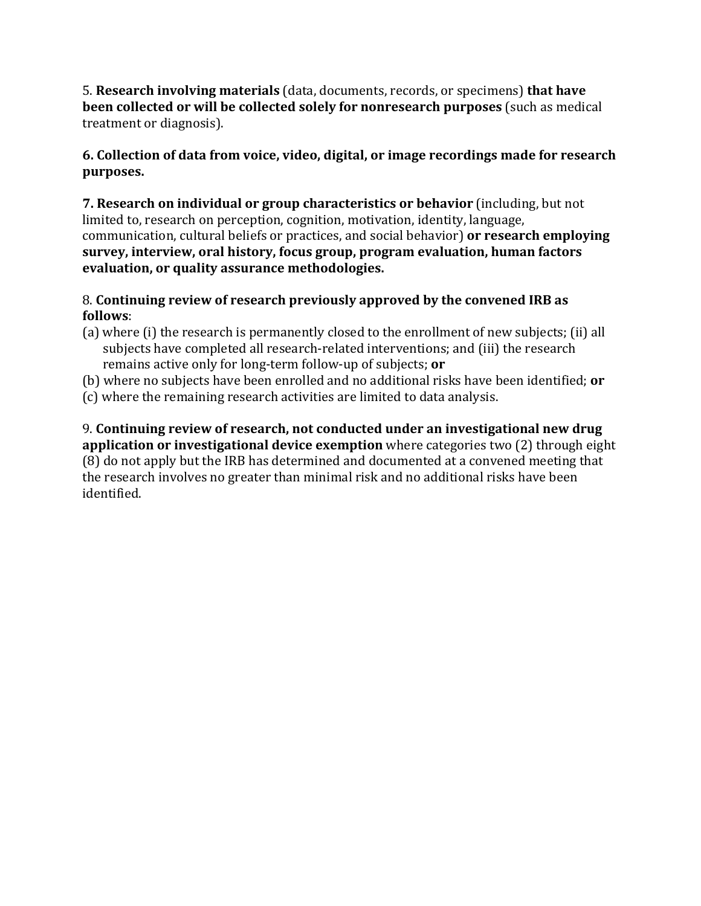5. **Research involving materials** (data, documents, records, or specimens) **that have been collected or will be collected solely for nonresearch purposes** (such as medical treatment or diagnosis).

**6. Collection of data from voice, video, digital, or image recordings made for research purposes.**

**7. Research on individual or group characteristics or behavior** (including, but not limited to, research on perception, cognition, motivation, identity, language, communication, cultural beliefs or practices, and social behavior) **or research employing survey, interview, oral history, focus group, program evaluation, human factors evaluation, or quality assurance methodologies.**

8. **Continuing review of research previously approved by the convened IRB as follows**:

(a) where (i) the research is permanently closed to the enrollment of new subjects; (ii) all subjects have completed all research-related interventions; and (iii) the research remains active only for long-term follow-up of subjects; **or**

(b) where no subjects have been enrolled and no additional risks have been identified; **or**

(c) where the remaining research activities are limited to data analysis.

9. **Continuing review of research, not conducted under an investigational new drug application or investigational device exemption** where categories two (2) through eight (8) do not apply but the IRB has determined and documented at a convened meeting that the research involves no greater than minimal risk and no additional risks have been identified.